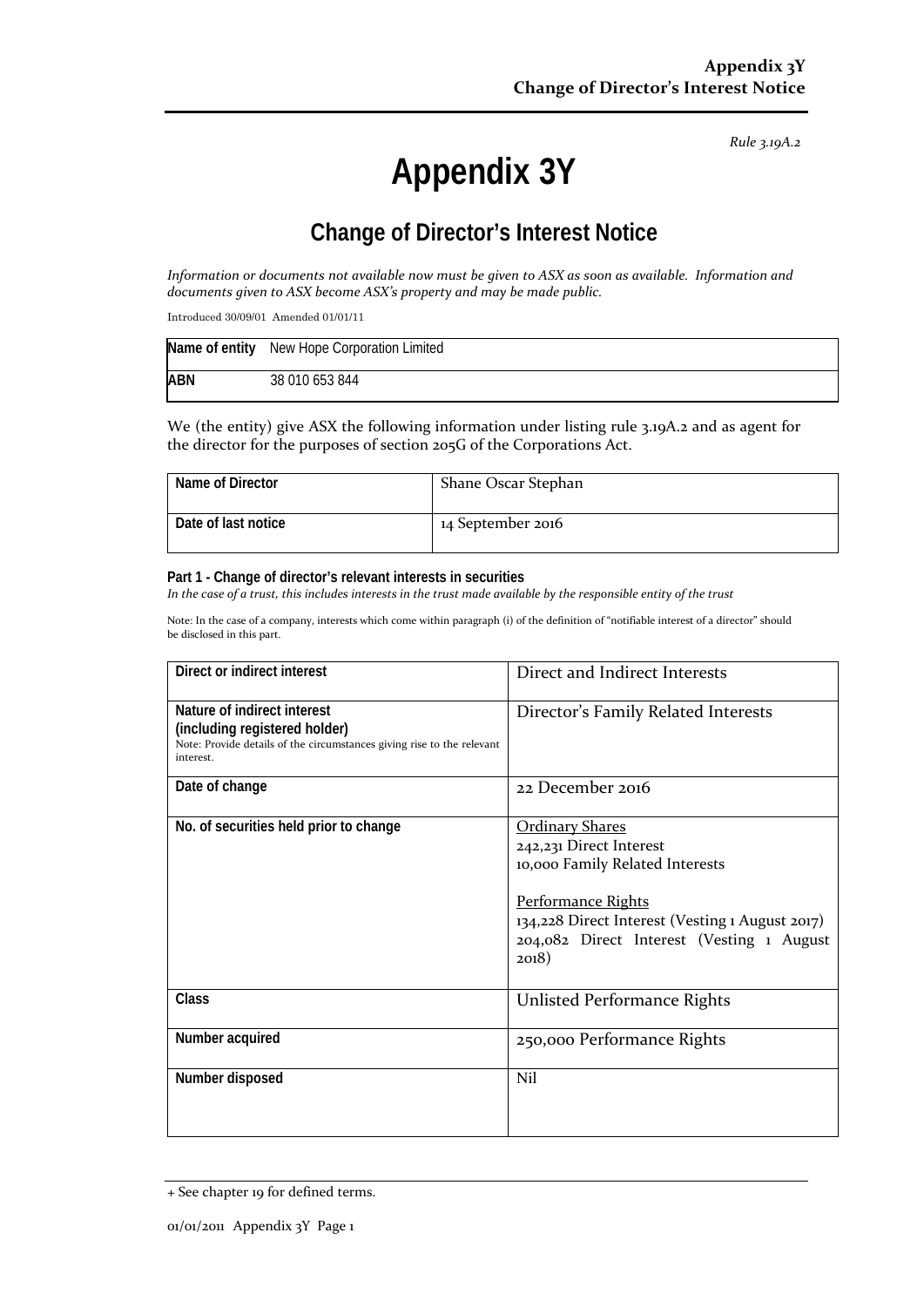*Rule 3.19A.2*

# Appendix 3Y

## Change of Director's Interest Notice

*Information or documents not available now must be given to ASX as soon as available. Information and documents given to ASX become ASX's property and may be made public.*

Introduced 30/09/01 Amended 01/01/11

| **Name of entity** | New Hope Corporation Limited |
|---|---|
| **ABN** | 38 010 653 844 |

We (the entity) give ASX the following information under listing rule 3.19A.2 and as agent for the director for the purposes of section 205G of the Corporations Act.

| Name of Director | Shane Oscar Stephan |
|---|---|
| Date of last notice | 14 September 2016 |

**Part 1 - Change of director's relevant interests in securities**

*In the case of a trust, this includes interests in the trust made available by the responsible entity of the trust*

Note: In the case of a company, interests which come within paragraph (i) of the definition of "notifiable interest of a director" should be disclosed in this part.

| Direct or indirect interest | Direct and Indirect Interests |
|---|---|
| **Nature of indirect interest (including registered holder)**<br>Note: Provide details of the circumstances giving rise to the relevant interest. | Director's Family Related Interests |
| **Date of change** | 22 December 2016 |
| **No. of securities held prior to change** | Ordinary Shares<br>242,231 Direct Interest<br>10,000 Family Related Interests<br><br>Performance Rights<br>134,228 Direct Interest (Vesting 1 August 2017)<br>204,082 Direct Interest (Vesting 1 August 2018) |
| **Class** | Unlisted Performance Rights |
| **Number acquired** | 250,000 Performance Rights |
| **Number disposed** | Nil |

+ See chapter 19 for defined terms.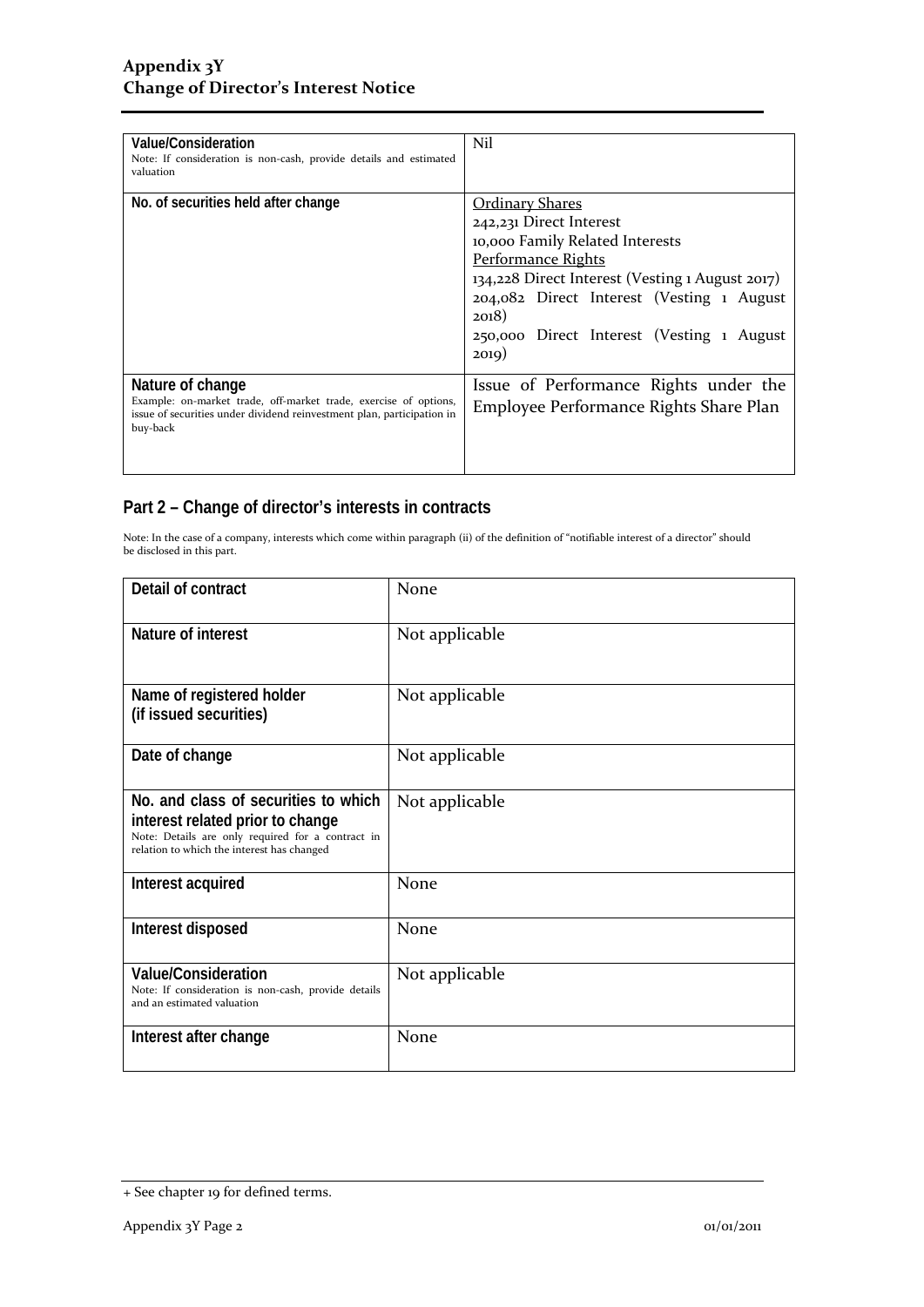| Value/Consideration<br>Note: If consideration is non-cash, provide details and estimated valuation | Nil |
|---|---|
| No. of securities held after change | <u>Ordinary Shares</u><br>242,231 Direct Interest<br>10,000 Family Related Interests<br><u>Performance Rights</u><br>134,228 Direct Interest (Vesting 1 August 2017)<br>204,082 Direct Interest (Vesting 1 August 2018)<br>250,000 Direct Interest (Vesting 1 August 2019) |
| Nature of change<br>Example: on-market trade, off-market trade, exercise of options, issue of securities under dividend reinvestment plan, participation in buy-back | Issue of Performance Rights under the Employee Performance Rights Share Plan |

## Part 2 – Change of director's interests in contracts

Note: In the case of a company, interests which come within paragraph (ii) of the definition of "notifiable interest of a director" should be disclosed in this part.

| Detail of contract | None |
|---|---|
| Nature of interest | Not applicable |
| Name of registered holder<br>(if issued securities) | Not applicable |
| Date of change | Not applicable |
| No. and class of securities to which interest related prior to change<br>Note: Details are only required for a contract in relation to which the interest has changed | Not applicable |
| Interest acquired | None |
| Interest disposed | None |
| Value/Consideration<br>Note: If consideration is non-cash, provide details and an estimated valuation | Not applicable |
| Interest after change | None |

+ See chapter 19 for defined terms.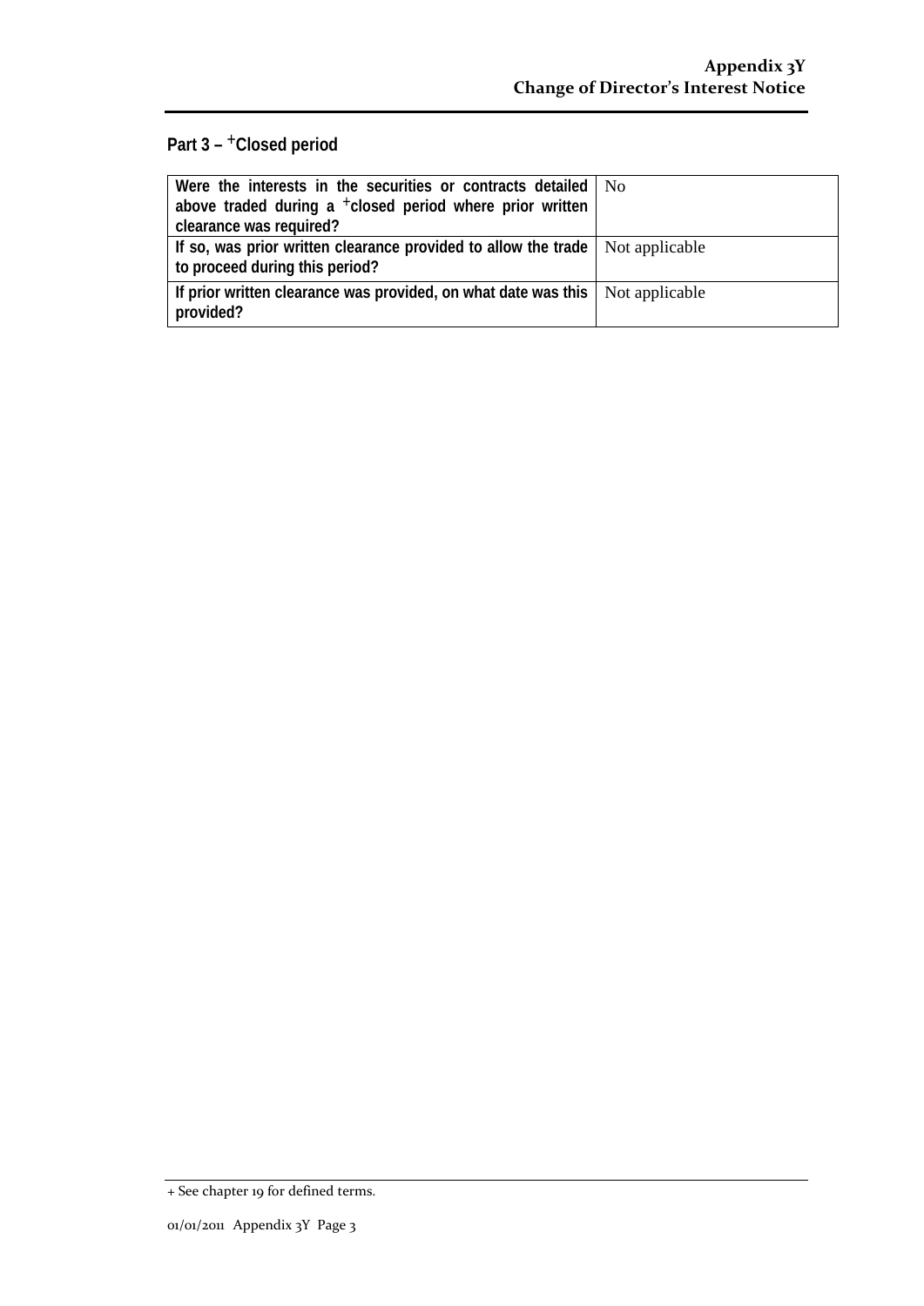## Part 3 – +Closed period

| | |
|---|---|
| **Were the interests in the securities or contracts detailed above traded during a +closed period where prior written clearance was required?** | No |
| **If so, was prior written clearance provided to allow the trade to proceed during this period?** | Not applicable |
| **If prior written clearance was provided, on what date was this provided?** | Not applicable |

+ See chapter 19 for defined terms.